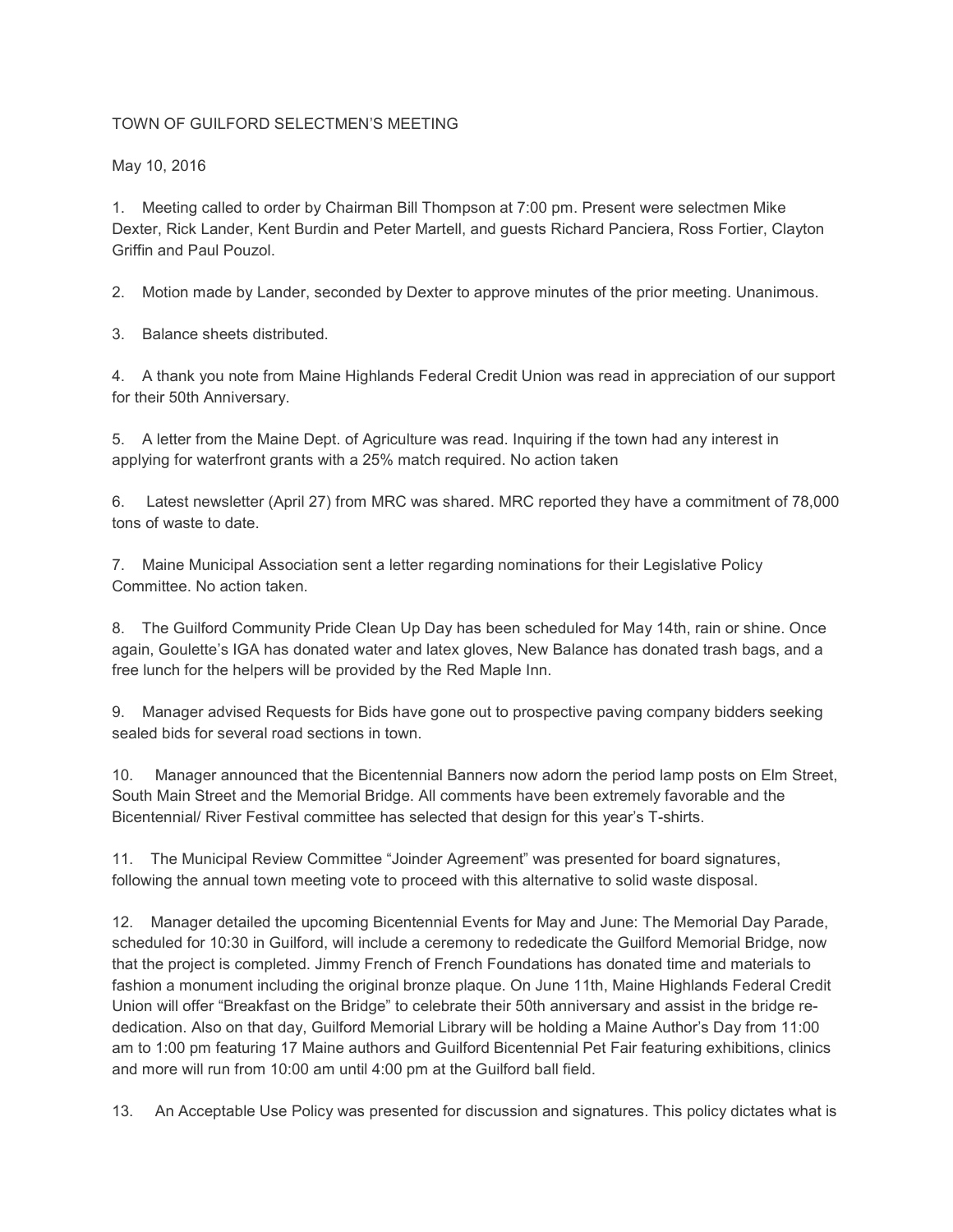TOWN OF GUILFORD SELECTMEN'S MEETING

May 10, 2016

1. Meeting called to order by Chairman Bill Thompson at 7:00 pm. Present were selectmen Mike Dexter, Rick Lander, Kent Burdin and Peter Martell, and guests Richard Panciera, Ross Fortier, Clayton Griffin and Paul Pouzol.

2. Motion made by Lander, seconded by Dexter to approve minutes of the prior meeting. Unanimous.

3. Balance sheets distributed.

4. A thank you note from Maine Highlands Federal Credit Union was read in appreciation of our support for their 50th Anniversary.

5. A letter from the Maine Dept. of Agriculture was read. Inquiring if the town had any interest in applying for waterfront grants with a 25% match required. No action taken

6. Latest newsletter (April 27) from MRC was shared. MRC reported they have a commitment of 78,000 tons of waste to date.

7. Maine Municipal Association sent a letter regarding nominations for their Legislative Policy Committee. No action taken.

8. The Guilford Community Pride Clean Up Day has been scheduled for May 14th, rain or shine. Once again, Goulette's IGA has donated water and latex gloves, New Balance has donated trash bags, and a free lunch for the helpers will be provided by the Red Maple Inn.

9. Manager advised Requests for Bids have gone out to prospective paving company bidders seeking sealed bids for several road sections in town.

10. Manager announced that the Bicentennial Banners now adorn the period lamp posts on Elm Street, South Main Street and the Memorial Bridge. All comments have been extremely favorable and the Bicentennial/ River Festival committee has selected that design for this year's T-shirts.

11. The Municipal Review Committee "Joinder Agreement" was presented for board signatures, following the annual town meeting vote to proceed with this alternative to solid waste disposal.

12. Manager detailed the upcoming Bicentennial Events for May and June: The Memorial Day Parade, scheduled for 10:30 in Guilford, will include a ceremony to rededicate the Guilford Memorial Bridge, now that the project is completed. Jimmy French of French Foundations has donated time and materials to fashion a monument including the original bronze plaque. On June 11th, Maine Highlands Federal Credit Union will offer "Breakfast on the Bridge" to celebrate their 50th anniversary and assist in the bridge re-dedication. Also on that day, Guilford Memorial Library will be holding a Maine Author's Day from 11:00 am to 1:00 pm featuring 17 Maine authors and Guilford Bicentennial Pet Fair featuring exhibitions, clinics and more will run from 10:00 am until 4:00 pm at the Guilford ball field.

13. An Acceptable Use Policy was presented for discussion and signatures. This policy dictates what is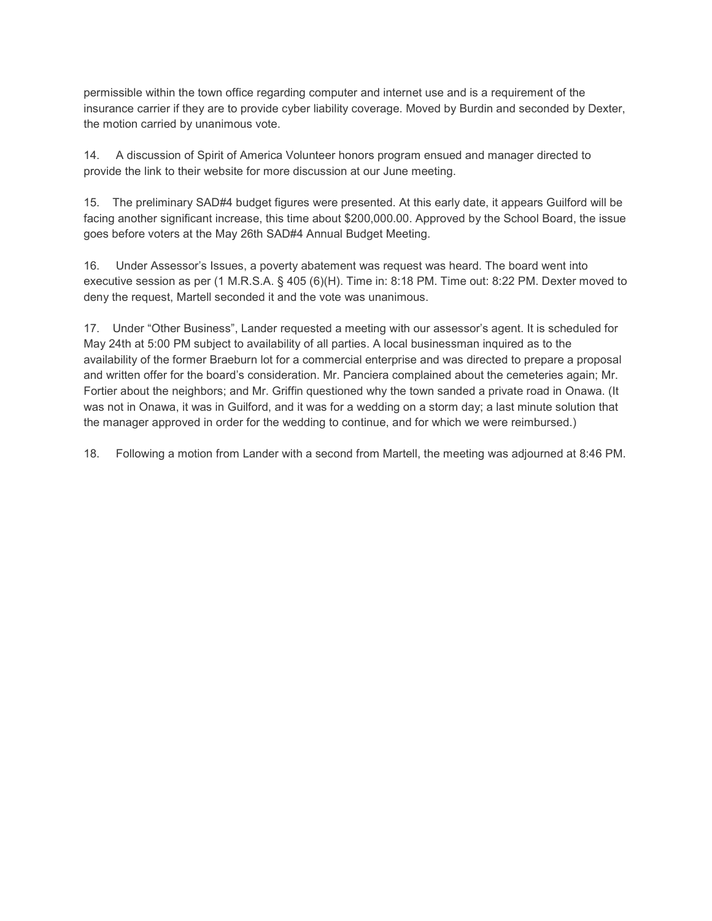permissible within the town office regarding computer and internet use and is a requirement of the insurance carrier if they are to provide cyber liability coverage. Moved by Burdin and seconded by Dexter, the motion carried by unanimous vote.

14. A discussion of Spirit of America Volunteer honors program ensued and manager directed to provide the link to their website for more discussion at our June meeting.

15. The preliminary SAD#4 budget figures were presented. At this early date, it appears Guilford will be facing another significant increase, this time about $200,000.00. Approved by the School Board, the issue goes before voters at the May 26th SAD#4 Annual Budget Meeting.

16. Under Assessor's Issues, a poverty abatement was request was heard. The board went into executive session as per (1 M.R.S.A. § 405 (6)(H). Time in: 8:18 PM. Time out: 8:22 PM. Dexter moved to deny the request, Martell seconded it and the vote was unanimous.

17. Under "Other Business", Lander requested a meeting with our assessor's agent. It is scheduled for May 24th at 5:00 PM subject to availability of all parties. A local businessman inquired as to the availability of the former Braeburn lot for a commercial enterprise and was directed to prepare a proposal and written offer for the board's consideration. Mr. Panciera complained about the cemeteries again; Mr. Fortier about the neighbors; and Mr. Griffin questioned why the town sanded a private road in Onawa. (It was not in Onawa, it was in Guilford, and it was for a wedding on a storm day; a last minute solution that the manager approved in order for the wedding to continue, and for which we were reimbursed.)

18. Following a motion from Lander with a second from Martell, the meeting was adjourned at 8:46 PM.